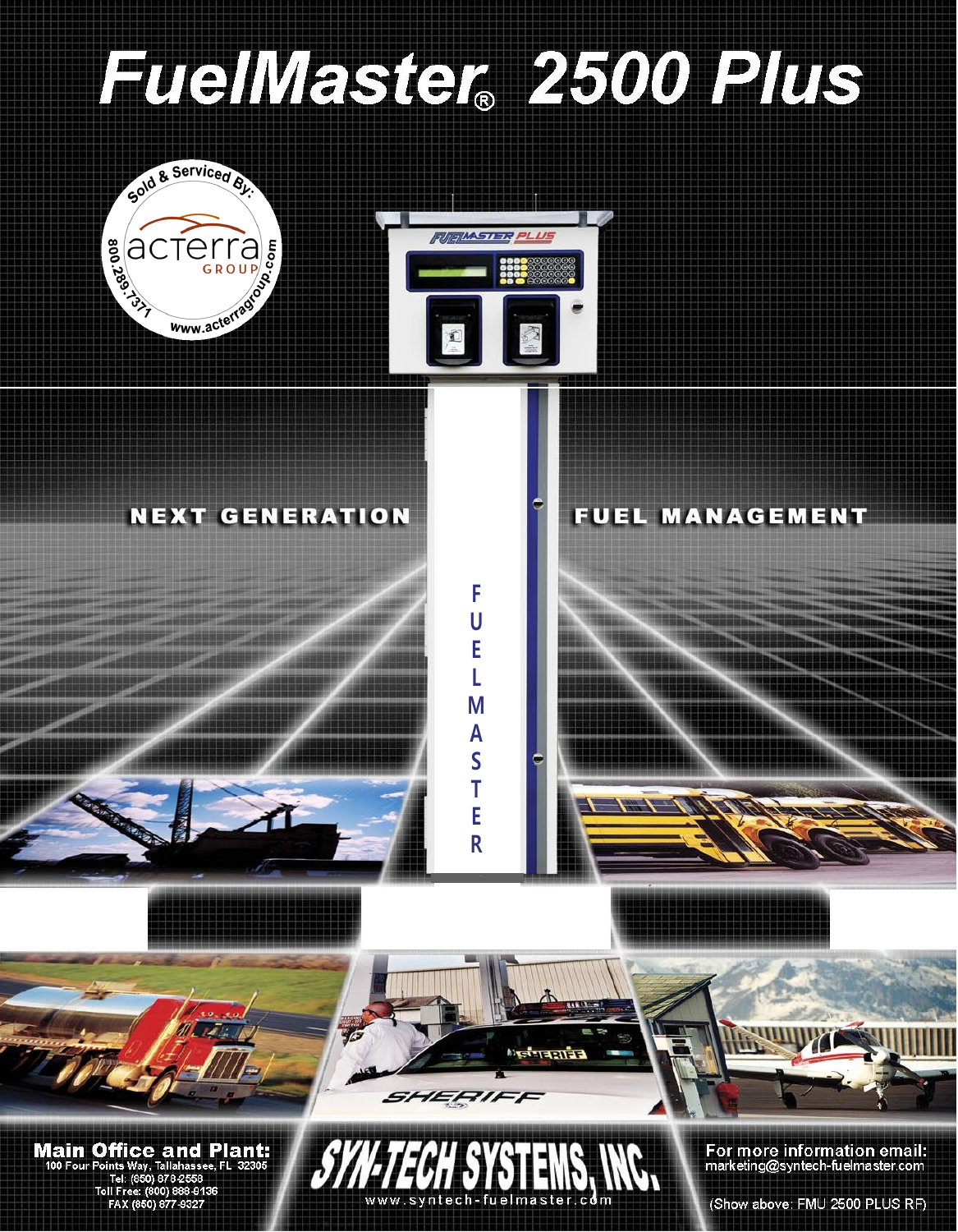# FuelMaster® 2500 Plus

Sold & Serviced By:
acterra GROUP
800.289.7371
www.acterragroup.com

NEXT GENERATION FUEL MANAGEMENT

**Main Office and Plant:**
100 Four Points Way, Tallahassee, FL 32305
Tel: (850) 878-2558
Toll Free: (800) 888-9136
FAX (850) 877-9327

**SYN-TECH SYSTEMS, INC.**
www.syntech-fuelmaster.com

**For more information email:**
marketing@syntech-fuelmaster.com

(Show above: FMU 2500 PLUS RF)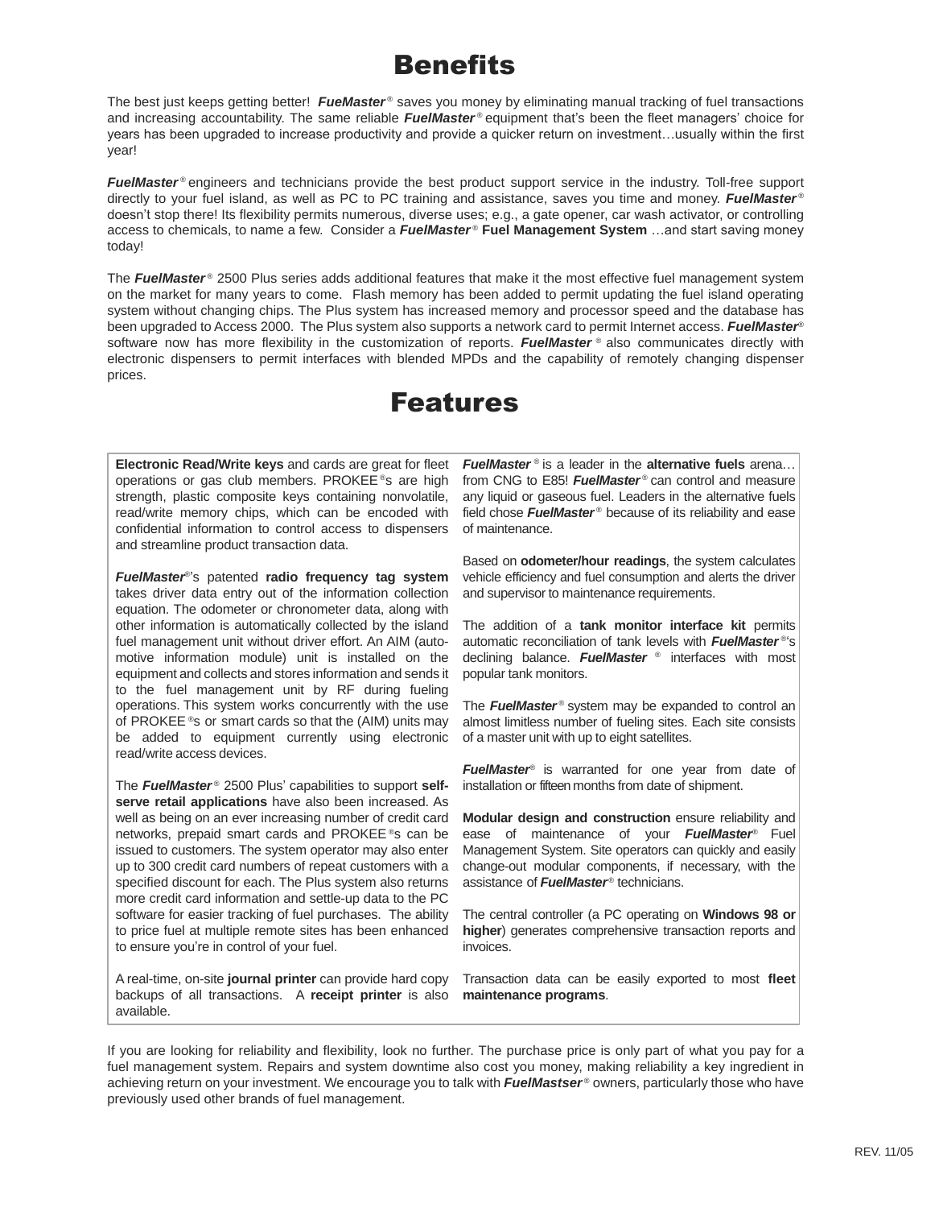# Benefits

The best just keeps getting better! ***FueMaster***® saves you money by eliminating manual tracking of fuel transactions and increasing accountability. The same reliable ***FuelMaster***® equipment that's been the fleet managers' choice for years has been upgraded to increase productivity and provide a quicker return on investment…usually within the first year!

***FuelMaster***® engineers and technicians provide the best product support service in the industry. Toll-free support directly to your fuel island, as well as PC to PC training and assistance, saves you time and money. ***FuelMaster***® doesn't stop there! Its flexibility permits numerous, diverse uses; e.g., a gate opener, car wash activator, or controlling access to chemicals, to name a few. Consider a ***FuelMaster***® **Fuel Management System** …and start saving money today!

The ***FuelMaster***® 2500 Plus series adds additional features that make it the most effective fuel management system on the market for many years to come. Flash memory has been added to permit updating the fuel island operating system without changing chips. The Plus system has increased memory and processor speed and the database has been upgraded to Access 2000. The Plus system also supports a network card to permit Internet access. ***FuelMaster***® software now has more flexibility in the customization of reports. ***FuelMaster***® also communicates directly with electronic dispensers to permit interfaces with blended MPDs and the capability of remotely changing dispenser prices.

# Features

**Electronic Read/Write keys** and cards are great for fleet operations or gas club members. PROKEE®s are high strength, plastic composite keys containing nonvolatile, read/write memory chips, which can be encoded with confidential information to control access to dispensers and streamline product transaction data.

***FuelMaster***®'s patented **radio frequency tag system** takes driver data entry out of the information collection equation. The odometer or chronometer data, along with other information is automatically collected by the island fuel management unit without driver effort. An AIM (automotive information module) unit is installed on the equipment and collects and stores information and sends it to the fuel management unit by RF during fueling operations. This system works concurrently with the use of PROKEE®s or smart cards so that the (AIM) units may be added to equipment currently using electronic read/write access devices.

The ***FuelMaster***® 2500 Plus' capabilities to support **self-serve retail applications** have also been increased. As well as being on an ever increasing number of credit card networks, prepaid smart cards and PROKEE®s can be issued to customers. The system operator may also enter up to 300 credit card numbers of repeat customers with a specified discount for each. The Plus system also returns more credit card information and settle-up data to the PC software for easier tracking of fuel purchases. The ability to price fuel at multiple remote sites has been enhanced to ensure you're in control of your fuel.

A real-time, on-site **journal printer** can provide hard copy backups of all transactions. A **receipt printer** is also available.

***FuelMaster***® is a leader in the **alternative fuels** arena… from CNG to E85! ***FuelMaster***® can control and measure any liquid or gaseous fuel. Leaders in the alternative fuels field chose ***FuelMaster***® because of its reliability and ease of maintenance.

Based on **odometer/hour readings**, the system calculates vehicle efficiency and fuel consumption and alerts the driver and supervisor to maintenance requirements.

The addition of a **tank monitor interface kit** permits automatic reconciliation of tank levels with ***FuelMaster***®'s declining balance. ***FuelMaster***® interfaces with most popular tank monitors.

The ***FuelMaster***® system may be expanded to control an almost limitless number of fueling sites. Each site consists of a master unit with up to eight satellites.

***FuelMaster***® is warranted for one year from date of installation or fifteen months from date of shipment.

**Modular design and construction** ensure reliability and ease of maintenance of your ***FuelMaster***® Fuel Management System. Site operators can quickly and easily change-out modular components, if necessary, with the assistance of ***FuelMaster***® technicians.

The central controller (a PC operating on **Windows 98 or higher**) generates comprehensive transaction reports and invoices.

Transaction data can be easily exported to most **fleet maintenance programs**.

If you are looking for reliability and flexibility, look no further. The purchase price is only part of what you pay for a fuel management system. Repairs and system downtime also cost you money, making reliability a key ingredient in achieving return on your investment. We encourage you to talk with ***FuelMastser***® owners, particularly those who have previously used other brands of fuel management.

REV. 11/05